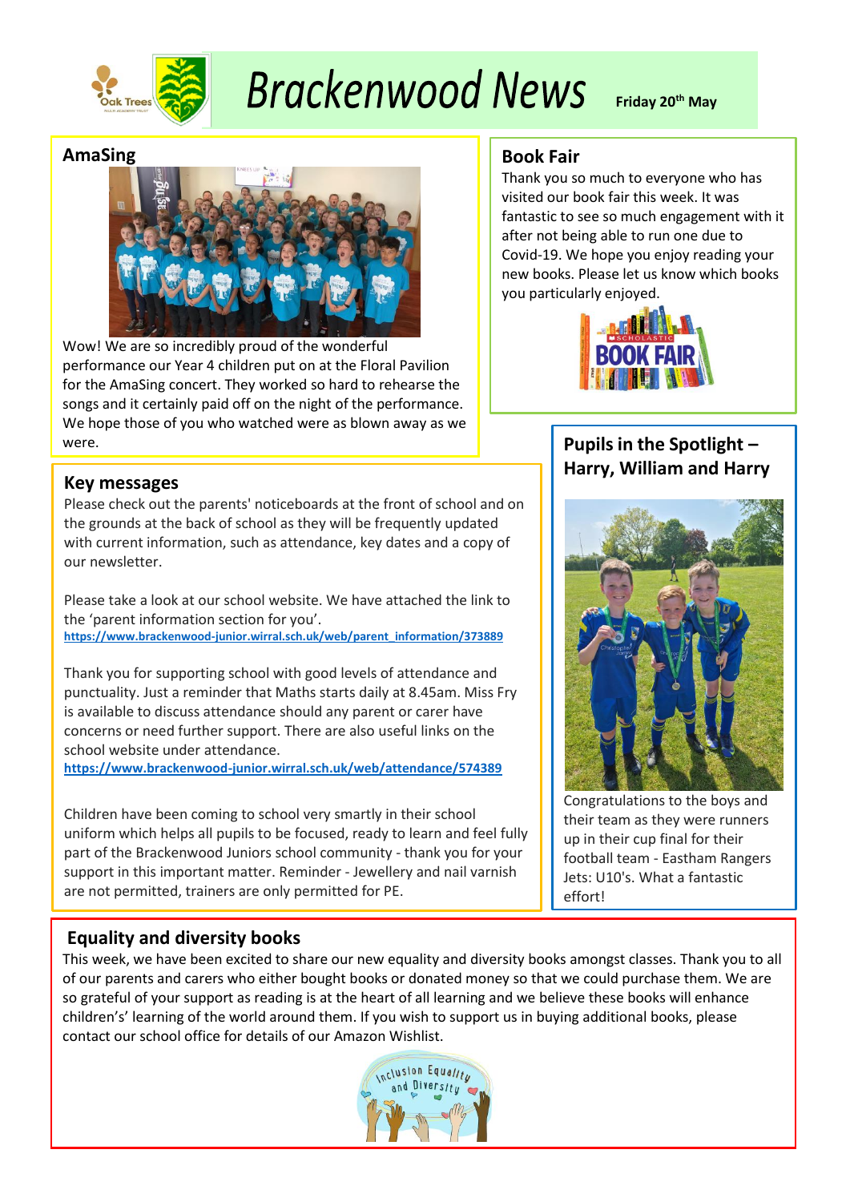# Brackenwood News

**Friday 20th May**

## AmaSing

Wow! We are so incredibly proud of the wonderful performance our Year 4 children put on at the Floral Pavilion for the AmaSing concert. They worked so hard to rehearse the songs and it certainly paid off on the night of the performance. We hope those of you who watched were as blown away as we were.

## Book Fair

Thank you so much to everyone who has visited our book fair this week. It was fantastic to see so much engagement with it after not being able to run one due to Covid-19. We hope you enjoy reading your new books. Please let us know which books you particularly enjoyed.

## Key messages

Please check out the parents' noticeboards at the front of school and on the grounds at the back of school as they will be frequently updated with current information, such as attendance, key dates and a copy of our newsletter.

Please take a look at our school website. We have attached the link to the 'parent information section for you'.
https://www.brackenwood-junior.wirral.sch.uk/web/parent_information/373889

Thank you for supporting school with good levels of attendance and punctuality. Just a reminder that Maths starts daily at 8.45am. Miss Fry is available to discuss attendance should any parent or carer have concerns or need further support. There are also useful links on the school website under attendance.
https://www.brackenwood-junior.wirral.sch.uk/web/attendance/574389

Children have been coming to school very smartly in their school uniform which helps all pupils to be focused, ready to learn and feel fully part of the Brackenwood Juniors school community - thank you for your support in this important matter. Reminder - Jewellery and nail varnish are not permitted, trainers are only permitted for PE.

## Pupils in the Spotlight – Harry, William and Harry

Congratulations to the boys and their team as they were runners up in their cup final for their football team - Eastham Rangers Jets: U10's. What a fantastic effort!

## Equality and diversity books

This week, we have been excited to share our new equality and diversity books amongst classes. Thank you to all of our parents and carers who either bought books or donated money so that we could purchase them. We are so grateful of your support as reading is at the heart of all learning and we believe these books will enhance children's' learning of the world around them. If you wish to support us in buying additional books, please contact our school office for details of our Amazon Wishlist.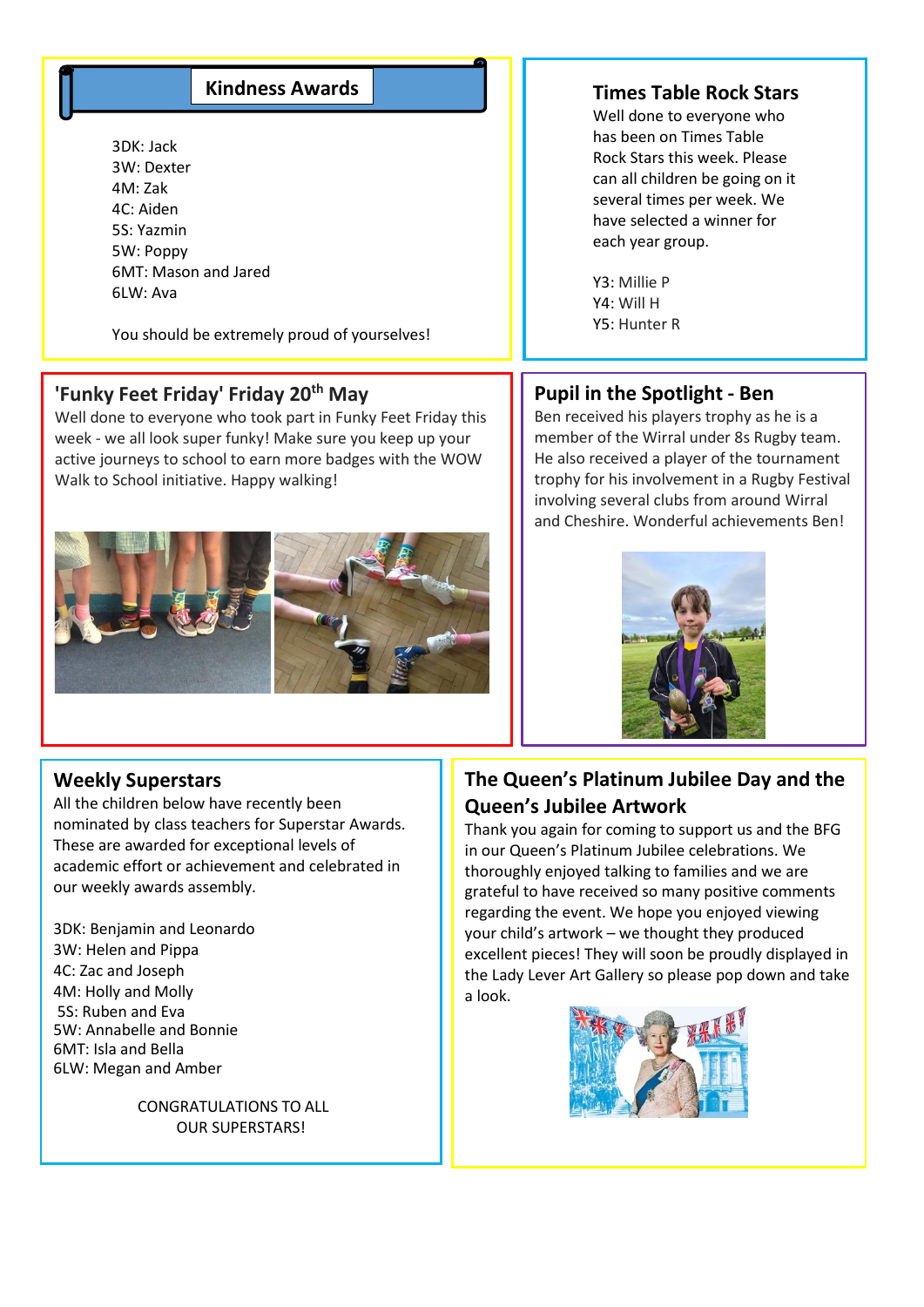## Kindness Awards

3DK: Jack
3W: Dexter
4M: Zak
4C: Aiden
5S: Yazmin
5W: Poppy
6MT: Mason and Jared
6LW: Ava

You should be extremely proud of yourselves!

## Times Table Rock Stars

Well done to everyone who has been on Times Table Rock Stars this week. Please can all children be going on it several times per week. We have selected a winner for each year group.

Y3: Millie P
Y4: Will H
Y5: Hunter R

## 'Funky Feet Friday' Friday 20th May

Well done to everyone who took part in Funky Feet Friday this week - we all look super funky! Make sure you keep up your active journeys to school to earn more badges with the WOW Walk to School initiative. Happy walking!

## Pupil in the Spotlight - Ben

Ben received his players trophy as he is a member of the Wirral under 8s Rugby team. He also received a player of the tournament trophy for his involvement in a Rugby Festival involving several clubs from around Wirral and Cheshire. Wonderful achievements Ben!

## Weekly Superstars

All the children below have recently been nominated by class teachers for Superstar Awards. These are awarded for exceptional levels of academic effort or achievement and celebrated in our weekly awards assembly.

3DK: Benjamin and Leonardo
3W: Helen and Pippa
4C: Zac and Joseph
4M: Holly and Molly
5S: Ruben and Eva
5W: Annabelle and Bonnie
6MT: Isla and Bella
6LW: Megan and Amber

CONGRATULATIONS TO ALL OUR SUPERSTARS!

## The Queen's Platinum Jubilee Day and the Queen's Jubilee Artwork

Thank you again for coming to support us and the BFG in our Queen's Platinum Jubilee celebrations. We thoroughly enjoyed talking to families and we are grateful to have received so many positive comments regarding the event. We hope you enjoyed viewing your child's artwork – we thought they produced excellent pieces! They will soon be proudly displayed in the Lady Lever Art Gallery so please pop down and take a look.